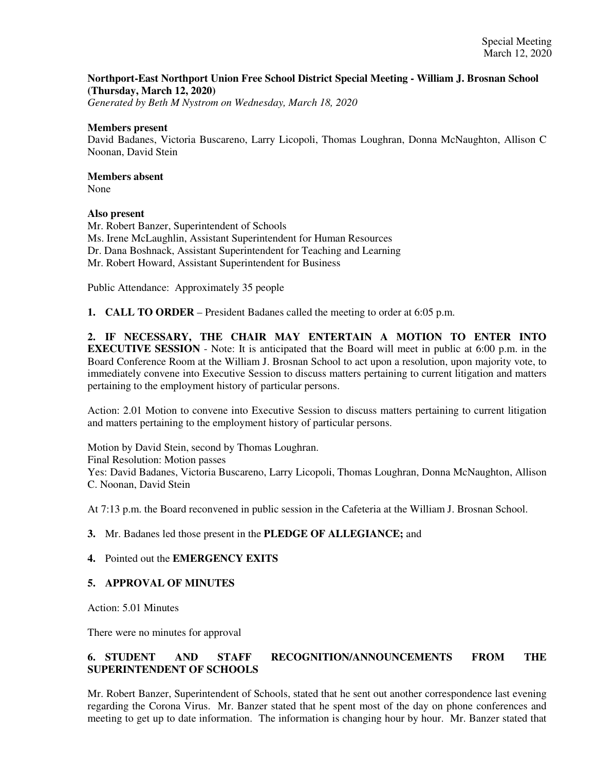**Northport-East Northport Union Free School District Special Meeting - William J. Brosnan School (Thursday, March 12, 2020)**
*Generated by Beth M Nystrom on Wednesday, March 18, 2020*

**Members present**
David Badanes, Victoria Buscareno, Larry Licopoli, Thomas Loughran, Donna McNaughton, Allison C Noonan, David Stein

**Members absent**
None

**Also present**
Mr. Robert Banzer, Superintendent of Schools
Ms. Irene McLaughlin, Assistant Superintendent for Human Resources
Dr. Dana Boshnack, Assistant Superintendent for Teaching and Learning
Mr. Robert Howard, Assistant Superintendent for Business

Public Attendance: Approximately 35 people

**1. CALL TO ORDER** – President Badanes called the meeting to order at 6:05 p.m.

**2. IF NECESSARY, THE CHAIR MAY ENTERTAIN A MOTION TO ENTER INTO EXECUTIVE SESSION** - Note: It is anticipated that the Board will meet in public at 6:00 p.m. in the Board Conference Room at the William J. Brosnan School to act upon a resolution, upon majority vote, to immediately convene into Executive Session to discuss matters pertaining to current litigation and matters pertaining to the employment history of particular persons.

Action: 2.01 Motion to convene into Executive Session to discuss matters pertaining to current litigation and matters pertaining to the employment history of particular persons.

Motion by David Stein, second by Thomas Loughran.
Final Resolution: Motion passes
Yes: David Badanes, Victoria Buscareno, Larry Licopoli, Thomas Loughran, Donna McNaughton, Allison C. Noonan, David Stein

At 7:13 p.m. the Board reconvened in public session in the Cafeteria at the William J. Brosnan School.

**3.** Mr. Badanes led those present in the **PLEDGE OF ALLEGIANCE;** and

**4.** Pointed out the **EMERGENCY EXITS**

**5. APPROVAL OF MINUTES**

Action: 5.01 Minutes

There were no minutes for approval

**6. STUDENT AND STAFF RECOGNITION/ANNOUNCEMENTS FROM THE SUPERINTENDENT OF SCHOOLS**

Mr. Robert Banzer, Superintendent of Schools, stated that he sent out another correspondence last evening regarding the Corona Virus. Mr. Banzer stated that he spent most of the day on phone conferences and meeting to get up to date information. The information is changing hour by hour. Mr. Banzer stated that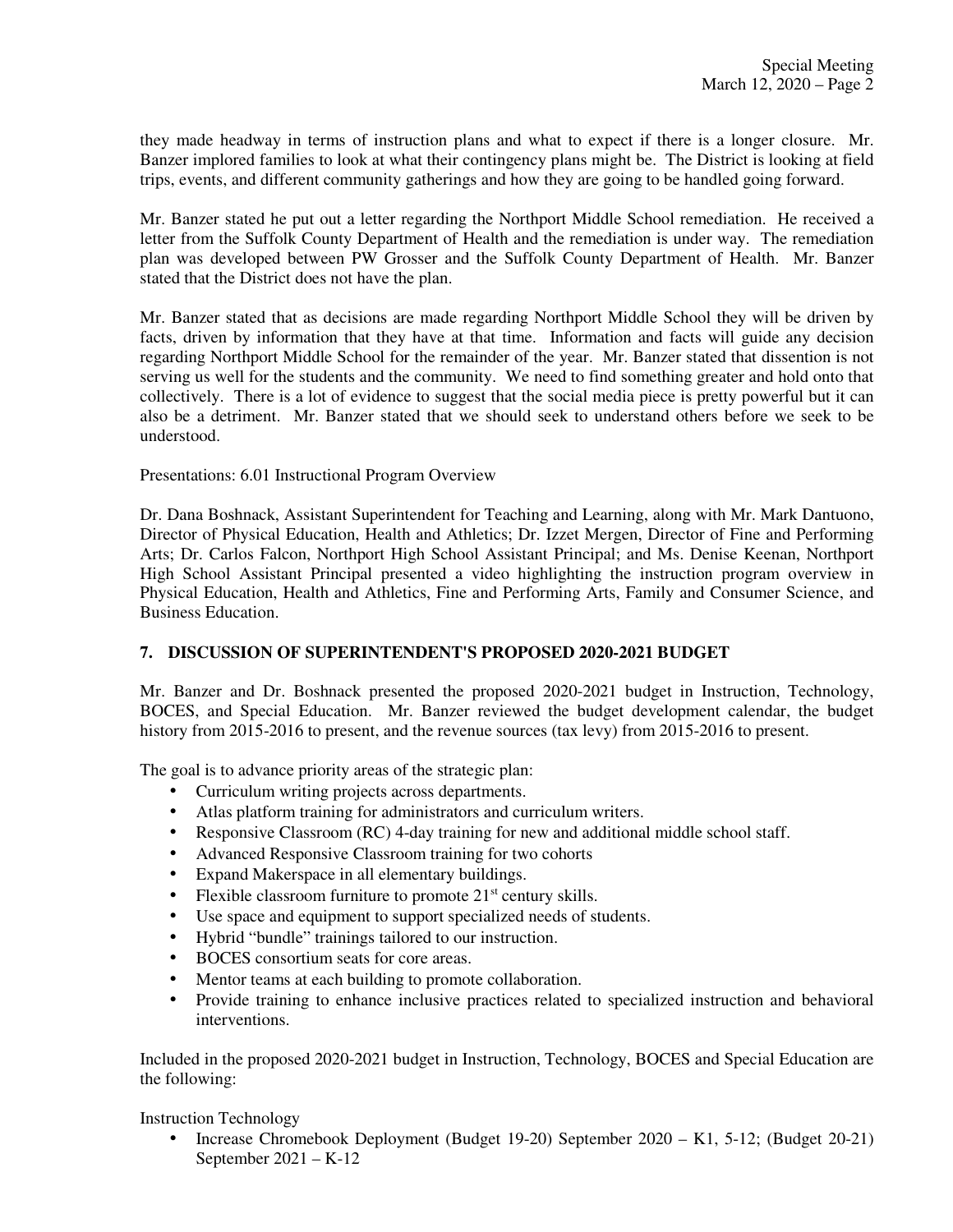they made headway in terms of instruction plans and what to expect if there is a longer closure. Mr. Banzer implored families to look at what their contingency plans might be. The District is looking at field trips, events, and different community gatherings and how they are going to be handled going forward.

Mr. Banzer stated he put out a letter regarding the Northport Middle School remediation. He received a letter from the Suffolk County Department of Health and the remediation is under way. The remediation plan was developed between PW Grosser and the Suffolk County Department of Health. Mr. Banzer stated that the District does not have the plan.

Mr. Banzer stated that as decisions are made regarding Northport Middle School they will be driven by facts, driven by information that they have at that time. Information and facts will guide any decision regarding Northport Middle School for the remainder of the year. Mr. Banzer stated that dissention is not serving us well for the students and the community. We need to find something greater and hold onto that collectively. There is a lot of evidence to suggest that the social media piece is pretty powerful but it can also be a detriment. Mr. Banzer stated that we should seek to understand others before we seek to be understood.

Presentations: 6.01 Instructional Program Overview

Dr. Dana Boshnack, Assistant Superintendent for Teaching and Learning, along with Mr. Mark Dantuono, Director of Physical Education, Health and Athletics; Dr. Izzet Mergen, Director of Fine and Performing Arts; Dr. Carlos Falcon, Northport High School Assistant Principal; and Ms. Denise Keenan, Northport High School Assistant Principal presented a video highlighting the instruction program overview in Physical Education, Health and Athletics, Fine and Performing Arts, Family and Consumer Science, and Business Education.

**7. DISCUSSION OF SUPERINTENDENT'S PROPOSED 2020-2021 BUDGET**

Mr. Banzer and Dr. Boshnack presented the proposed 2020-2021 budget in Instruction, Technology, BOCES, and Special Education. Mr. Banzer reviewed the budget development calendar, the budget history from 2015-2016 to present, and the revenue sources (tax levy) from 2015-2016 to present.

The goal is to advance priority areas of the strategic plan:

- Curriculum writing projects across departments.
- Atlas platform training for administrators and curriculum writers.
- Responsive Classroom (RC) 4-day training for new and additional middle school staff.
- Advanced Responsive Classroom training for two cohorts
- Expand Makerspace in all elementary buildings.
- Flexible classroom furniture to promote 21st century skills.
- Use space and equipment to support specialized needs of students.
- Hybrid "bundle" trainings tailored to our instruction.
- BOCES consortium seats for core areas.
- Mentor teams at each building to promote collaboration.
- Provide training to enhance inclusive practices related to specialized instruction and behavioral interventions.

Included in the proposed 2020-2021 budget in Instruction, Technology, BOCES and Special Education are the following:

Instruction Technology

- Increase Chromebook Deployment (Budget 19-20) September 2020 – K1, 5-12; (Budget 20-21) September 2021 – K-12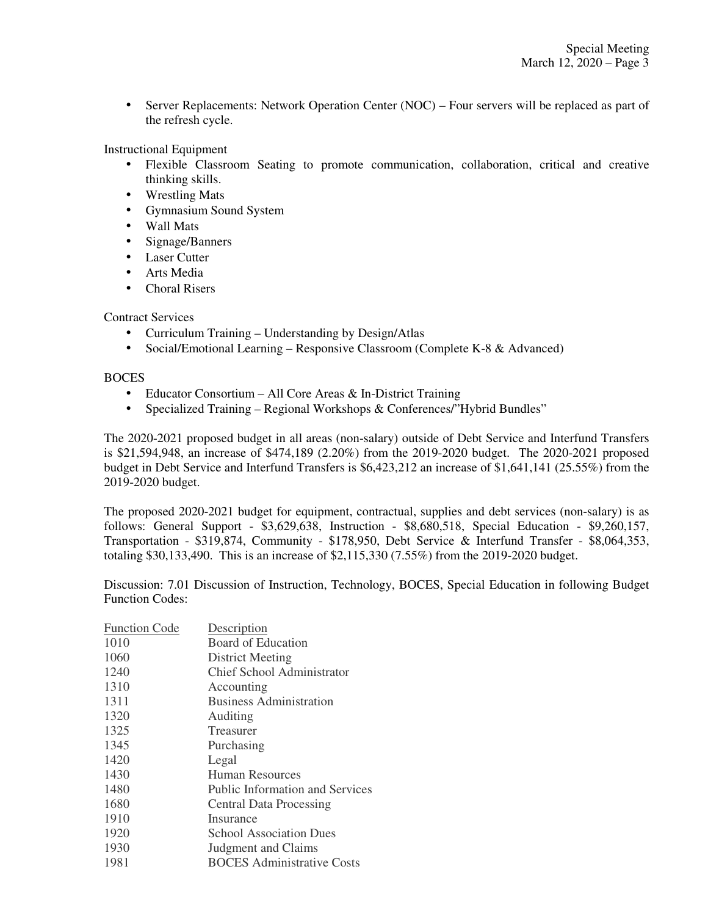- Server Replacements: Network Operation Center (NOC) – Four servers will be replaced as part of the refresh cycle.

Instructional Equipment

- Flexible Classroom Seating to promote communication, collaboration, critical and creative thinking skills.
- Wrestling Mats
- Gymnasium Sound System
- Wall Mats
- Signage/Banners
- Laser Cutter
- Arts Media
- Choral Risers

Contract Services

- Curriculum Training – Understanding by Design/Atlas
- Social/Emotional Learning – Responsive Classroom (Complete K-8 & Advanced)

BOCES

- Educator Consortium – All Core Areas & In-District Training
- Specialized Training – Regional Workshops & Conferences/"Hybrid Bundles"

The 2020-2021 proposed budget in all areas (non-salary) outside of Debt Service and Interfund Transfers is $21,594,948, an increase of $474,189 (2.20%) from the 2019-2020 budget. The 2020-2021 proposed budget in Debt Service and Interfund Transfers is $6,423,212 an increase of $1,641,141 (25.55%) from the 2019-2020 budget.

The proposed 2020-2021 budget for equipment, contractual, supplies and debt services (non-salary) is as follows: General Support - $3,629,638, Instruction - $8,680,518, Special Education - $9,260,157, Transportation - $319,874, Community - $178,950, Debt Service & Interfund Transfer - $8,064,353, totaling $30,133,490. This is an increase of $2,115,330 (7.55%) from the 2019-2020 budget.

Discussion: 7.01 Discussion of Instruction, Technology, BOCES, Special Education in following Budget Function Codes:

| Function Code | Description |
|---|---|
| 1010 | Board of Education |
| 1060 | District Meeting |
| 1240 | Chief School Administrator |
| 1310 | Accounting |
| 1311 | Business Administration |
| 1320 | Auditing |
| 1325 | Treasurer |
| 1345 | Purchasing |
| 1420 | Legal |
| 1430 | Human Resources |
| 1480 | Public Information and Services |
| 1680 | Central Data Processing |
| 1910 | Insurance |
| 1920 | School Association Dues |
| 1930 | Judgment and Claims |
| 1981 | BOCES Administrative Costs |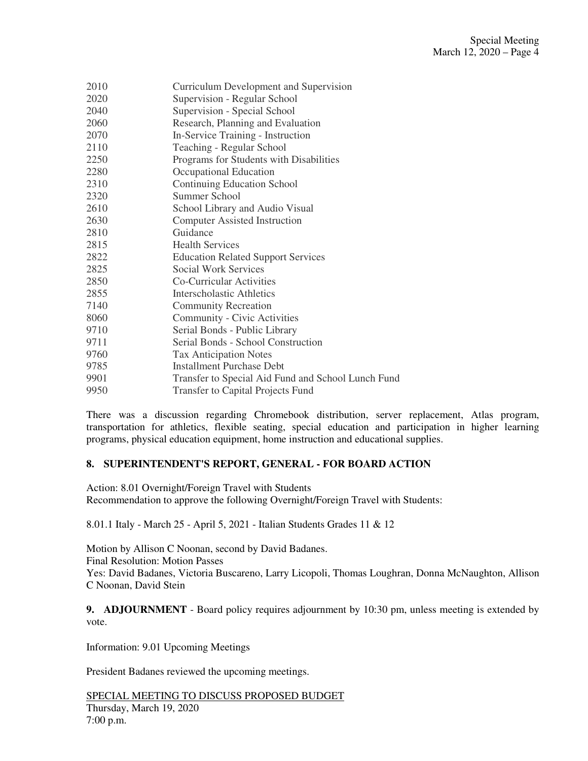| | |
|---|---|
| 2010 | Curriculum Development and Supervision |
| 2020 | Supervision - Regular School |
| 2040 | Supervision - Special School |
| 2060 | Research, Planning and Evaluation |
| 2070 | In-Service Training - Instruction |
| 2110 | Teaching - Regular School |
| 2250 | Programs for Students with Disabilities |
| 2280 | Occupational Education |
| 2310 | Continuing Education School |
| 2320 | Summer School |
| 2610 | School Library and Audio Visual |
| 2630 | Computer Assisted Instruction |
| 2810 | Guidance |
| 2815 | Health Services |
| 2822 | Education Related Support Services |
| 2825 | Social Work Services |
| 2850 | Co-Curricular Activities |
| 2855 | Interscholastic Athletics |
| 7140 | Community Recreation |
| 8060 | Community - Civic Activities |
| 9710 | Serial Bonds - Public Library |
| 9711 | Serial Bonds - School Construction |
| 9760 | Tax Anticipation Notes |
| 9785 | Installment Purchase Debt |
| 9901 | Transfer to Special Aid Fund and School Lunch Fund |
| 9950 | Transfer to Capital Projects Fund |

There was a discussion regarding Chromebook distribution, server replacement, Atlas program, transportation for athletics, flexible seating, special education and participation in higher learning programs, physical education equipment, home instruction and educational supplies.

**8. SUPERINTENDENT'S REPORT, GENERAL - FOR BOARD ACTION**

Action: 8.01 Overnight/Foreign Travel with Students
Recommendation to approve the following Overnight/Foreign Travel with Students:

8.01.1 Italy - March 25 - April 5, 2021 - Italian Students Grades 11 & 12

Motion by Allison C Noonan, second by David Badanes.
Final Resolution: Motion Passes
Yes: David Badanes, Victoria Buscareno, Larry Licopoli, Thomas Loughran, Donna McNaughton, Allison C Noonan, David Stein

**9. ADJOURNMENT** - Board policy requires adjournment by 10:30 pm, unless meeting is extended by vote.

Information: 9.01 Upcoming Meetings

President Badanes reviewed the upcoming meetings.

<u>SPECIAL MEETING TO DISCUSS PROPOSED BUDGET</u>
Thursday, March 19, 2020
7:00 p.m.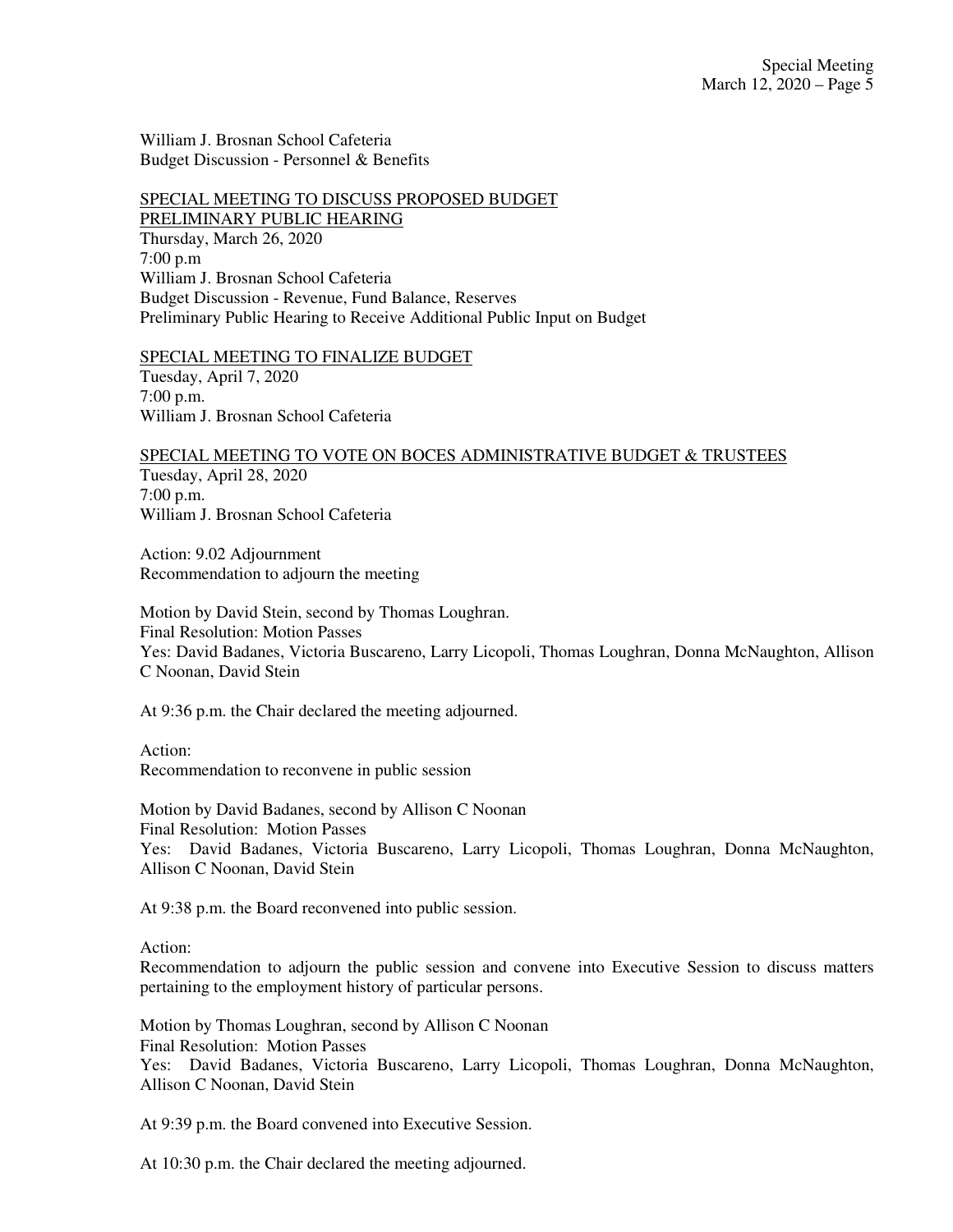William J. Brosnan School Cafeteria
Budget Discussion - Personnel & Benefits

<u>SPECIAL MEETING TO DISCUSS PROPOSED BUDGET</u>
<u>PRELIMINARY PUBLIC HEARING</u>
Thursday, March 26, 2020
7:00 p.m
William J. Brosnan School Cafeteria
Budget Discussion - Revenue, Fund Balance, Reserves
Preliminary Public Hearing to Receive Additional Public Input on Budget

<u>SPECIAL MEETING TO FINALIZE BUDGET</u>
Tuesday, April 7, 2020
7:00 p.m.
William J. Brosnan School Cafeteria

<u>SPECIAL MEETING TO VOTE ON BOCES ADMINISTRATIVE BUDGET & TRUSTEES</u>
Tuesday, April 28, 2020
7:00 p.m.
William J. Brosnan School Cafeteria

Action: 9.02 Adjournment
Recommendation to adjourn the meeting

Motion by David Stein, second by Thomas Loughran.
Final Resolution: Motion Passes
Yes: David Badanes, Victoria Buscareno, Larry Licopoli, Thomas Loughran, Donna McNaughton, Allison C Noonan, David Stein

At 9:36 p.m. the Chair declared the meeting adjourned.

Action:
Recommendation to reconvene in public session

Motion by David Badanes, second by Allison C Noonan
Final Resolution: Motion Passes
Yes: David Badanes, Victoria Buscareno, Larry Licopoli, Thomas Loughran, Donna McNaughton, Allison C Noonan, David Stein

At 9:38 p.m. the Board reconvened into public session.

Action:
Recommendation to adjourn the public session and convene into Executive Session to discuss matters pertaining to the employment history of particular persons.

Motion by Thomas Loughran, second by Allison C Noonan
Final Resolution: Motion Passes
Yes: David Badanes, Victoria Buscareno, Larry Licopoli, Thomas Loughran, Donna McNaughton, Allison C Noonan, David Stein

At 9:39 p.m. the Board convened into Executive Session.

At 10:30 p.m. the Chair declared the meeting adjourned.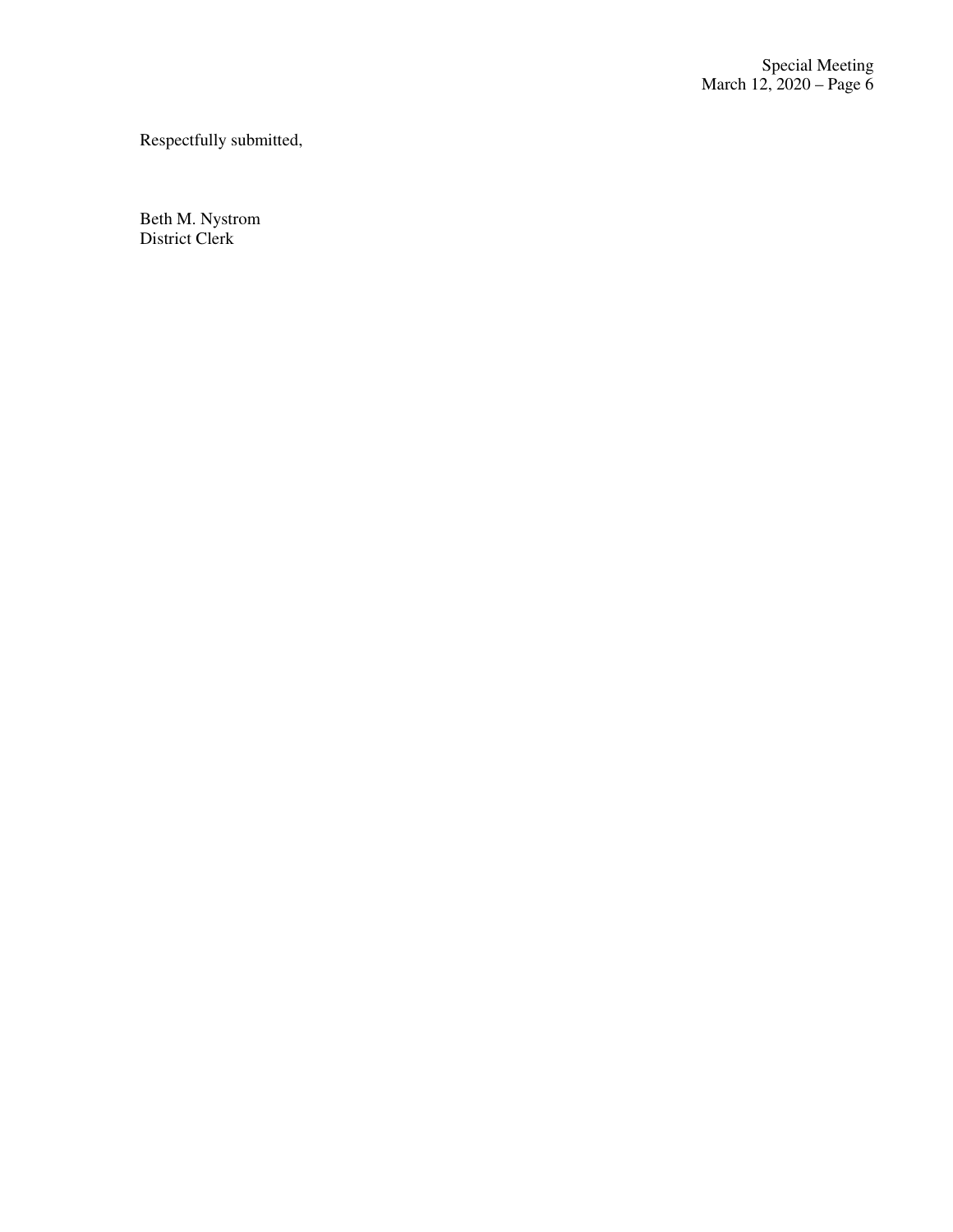Respectfully submitted,

Beth M. Nystrom
District Clerk